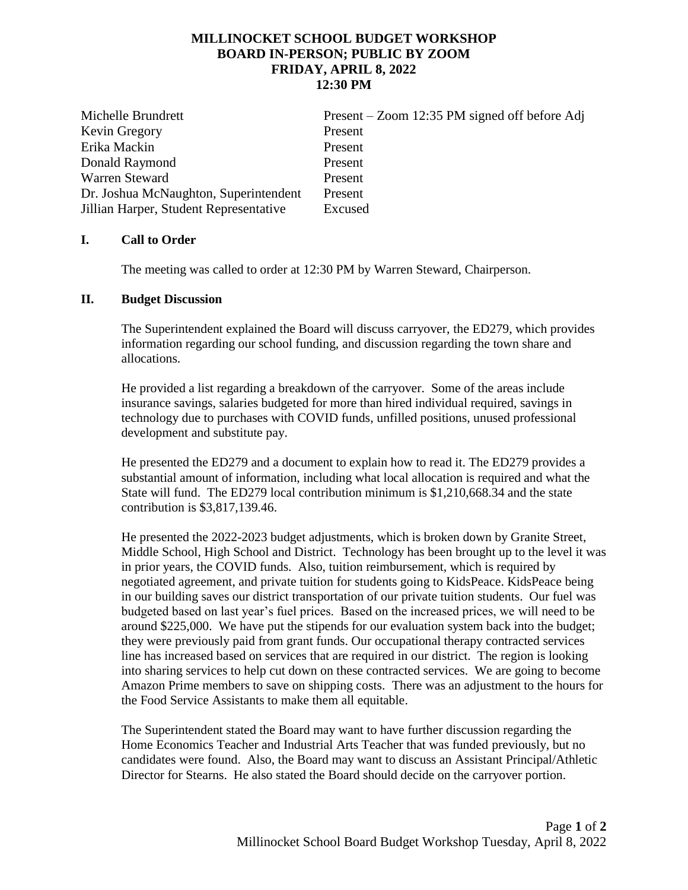# MILLINOCKET SCHOOL BUDGET WORKSHOP
## BOARD IN-PERSON; PUBLIC BY ZOOM
## FRIDAY, APRIL 8, 2022
## 12:30 PM

| | |
|---|---|
| Michelle Brundrett | Present – Zoom 12:35 PM signed off before Adj |
| Kevin Gregory | Present |
| Erika Mackin | Present |
| Donald Raymond | Present |
| Warren Steward | Present |
| Dr. Joshua McNaughton, Superintendent | Present |
| Jillian Harper, Student Representative | Excused |

## I. Call to Order

The meeting was called to order at 12:30 PM by Warren Steward, Chairperson.

## II. Budget Discussion

The Superintendent explained the Board will discuss carryover, the ED279, which provides information regarding our school funding, and discussion regarding the town share and allocations.

He provided a list regarding a breakdown of the carryover. Some of the areas include insurance savings, salaries budgeted for more than hired individual required, savings in technology due to purchases with COVID funds, unfilled positions, unused professional development and substitute pay.

He presented the ED279 and a document to explain how to read it. The ED279 provides a substantial amount of information, including what local allocation is required and what the State will fund. The ED279 local contribution minimum is $1,210,668.34 and the state contribution is $3,817,139.46.

He presented the 2022-2023 budget adjustments, which is broken down by Granite Street, Middle School, High School and District. Technology has been brought up to the level it was in prior years, the COVID funds. Also, tuition reimbursement, which is required by negotiated agreement, and private tuition for students going to KidsPeace. KidsPeace being in our building saves our district transportation of our private tuition students. Our fuel was budgeted based on last year's fuel prices. Based on the increased prices, we will need to be around $225,000. We have put the stipends for our evaluation system back into the budget; they were previously paid from grant funds. Our occupational therapy contracted services line has increased based on services that are required in our district. The region is looking into sharing services to help cut down on these contracted services. We are going to become Amazon Prime members to save on shipping costs. There was an adjustment to the hours for the Food Service Assistants to make them all equitable.

The Superintendent stated the Board may want to have further discussion regarding the Home Economics Teacher and Industrial Arts Teacher that was funded previously, but no candidates were found. Also, the Board may want to discuss an Assistant Principal/Athletic Director for Stearns. He also stated the Board should decide on the carryover portion.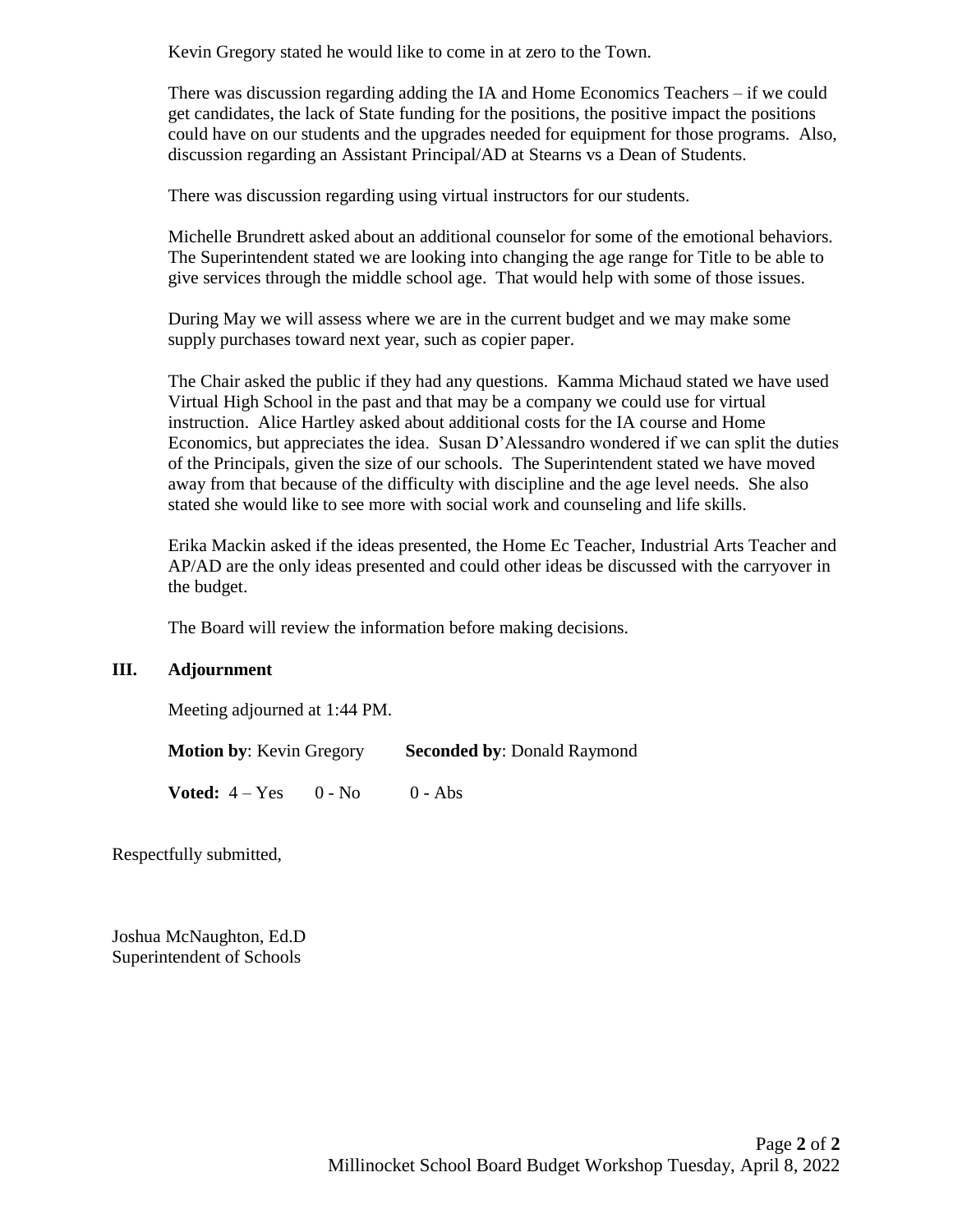Kevin Gregory stated he would like to come in at zero to the Town.

There was discussion regarding adding the IA and Home Economics Teachers – if we could get candidates, the lack of State funding for the positions, the positive impact the positions could have on our students and the upgrades needed for equipment for those programs. Also, discussion regarding an Assistant Principal/AD at Stearns vs a Dean of Students.

There was discussion regarding using virtual instructors for our students.

Michelle Brundrett asked about an additional counselor for some of the emotional behaviors. The Superintendent stated we are looking into changing the age range for Title to be able to give services through the middle school age. That would help with some of those issues.

During May we will assess where we are in the current budget and we may make some supply purchases toward next year, such as copier paper.

The Chair asked the public if they had any questions. Kamma Michaud stated we have used Virtual High School in the past and that may be a company we could use for virtual instruction. Alice Hartley asked about additional costs for the IA course and Home Economics, but appreciates the idea. Susan D'Alessandro wondered if we can split the duties of the Principals, given the size of our schools. The Superintendent stated we have moved away from that because of the difficulty with discipline and the age level needs. She also stated she would like to see more with social work and counseling and life skills.

Erika Mackin asked if the ideas presented, the Home Ec Teacher, Industrial Arts Teacher and AP/AD are the only ideas presented and could other ideas be discussed with the carryover in the budget.

The Board will review the information before making decisions.

## III. Adjournment

Meeting adjourned at 1:44 PM.

**Motion by**: Kevin Gregory **Seconded by**: Donald Raymond

**Voted:** 4 – Yes 0 - No 0 - Abs

Respectfully submitted,

Joshua McNaughton, Ed.D
Superintendent of Schools